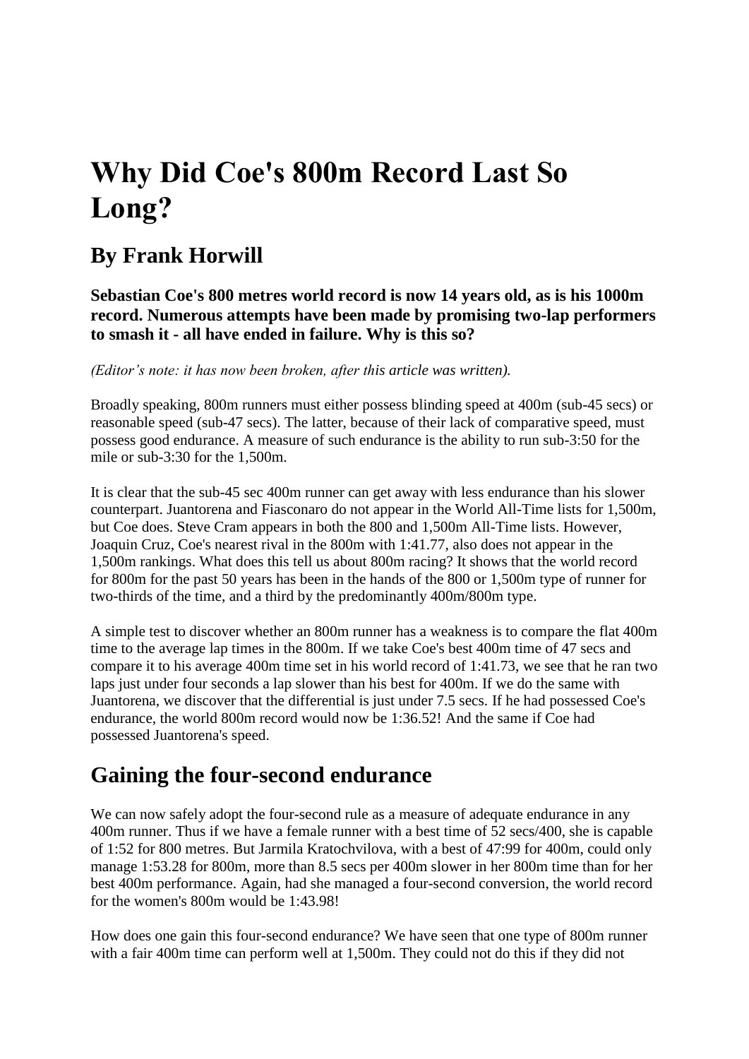# Why Did Coe's 800m Record Last So Long?

## By Frank Horwill

**Sebastian Coe's 800 metres world record is now 14 years old, as is his 1000m record. Numerous attempts have been made by promising two-lap performers to smash it - all have ended in failure. Why is this so?**

*(Editor's note: it has now been broken, after this article was written).*

Broadly speaking, 800m runners must either possess blinding speed at 400m (sub-45 secs) or reasonable speed (sub-47 secs). The latter, because of their lack of comparative speed, must possess good endurance. A measure of such endurance is the ability to run sub-3:50 for the mile or sub-3:30 for the 1,500m.

It is clear that the sub-45 sec 400m runner can get away with less endurance than his slower counterpart. Juantorena and Fiasconaro do not appear in the World All-Time lists for 1,500m, but Coe does. Steve Cram appears in both the 800 and 1,500m All-Time lists. However, Joaquin Cruz, Coe's nearest rival in the 800m with 1:41.77, also does not appear in the 1,500m rankings. What does this tell us about 800m racing? It shows that the world record for 800m for the past 50 years has been in the hands of the 800 or 1,500m type of runner for two-thirds of the time, and a third by the predominantly 400m/800m type.

A simple test to discover whether an 800m runner has a weakness is to compare the flat 400m time to the average lap times in the 800m. If we take Coe's best 400m time of 47 secs and compare it to his average 400m time set in his world record of 1:41.73, we see that he ran two laps just under four seconds a lap slower than his best for 400m. If we do the same with Juantorena, we discover that the differential is just under 7.5 secs. If he had possessed Coe's endurance, the world 800m record would now be 1:36.52! And the same if Coe had possessed Juantorena's speed.

## Gaining the four-second endurance

We can now safely adopt the four-second rule as a measure of adequate endurance in any 400m runner. Thus if we have a female runner with a best time of 52 secs/400, she is capable of 1:52 for 800 metres. But Jarmila Kratochvilova, with a best of 47:99 for 400m, could only manage 1:53.28 for 800m, more than 8.5 secs per 400m slower in her 800m time than for her best 400m performance. Again, had she managed a four-second conversion, the world record for the women's 800m would be 1:43.98!

How does one gain this four-second endurance? We have seen that one type of 800m runner with a fair 400m time can perform well at 1,500m. They could not do this if they did not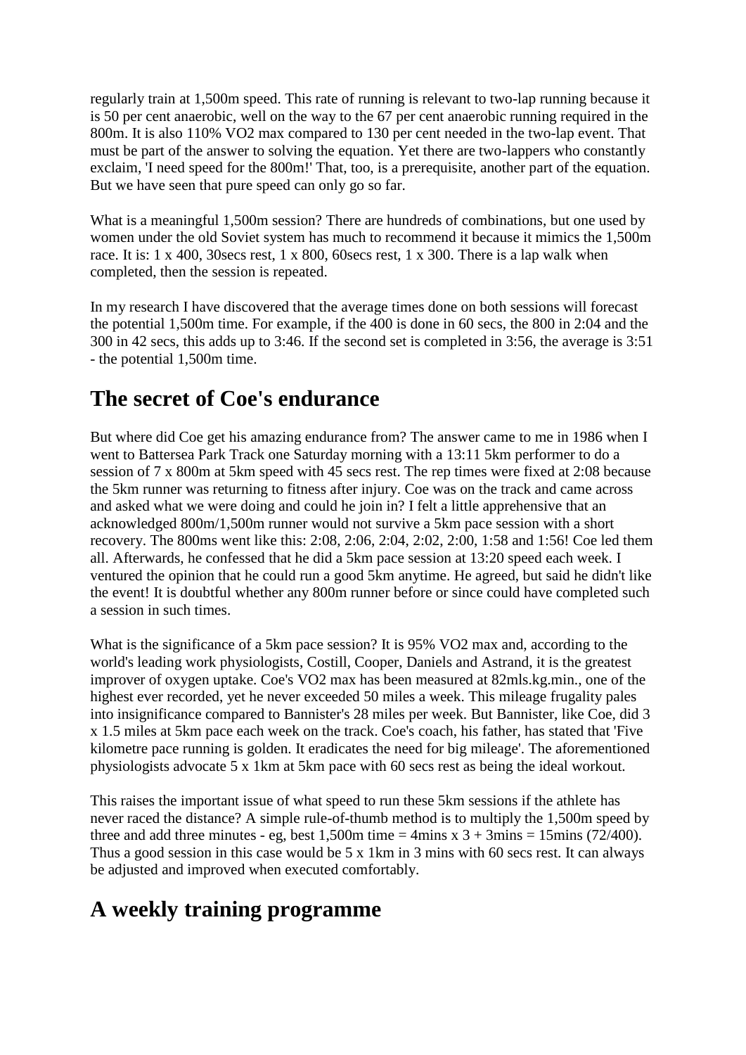regularly train at 1,500m speed. This rate of running is relevant to two-lap running because it is 50 per cent anaerobic, well on the way to the 67 per cent anaerobic running required in the 800m. It is also 110% VO2 max compared to 130 per cent needed in the two-lap event. That must be part of the answer to solving the equation. Yet there are two-lappers who constantly exclaim, 'I need speed for the 800m!' That, too, is a prerequisite, another part of the equation. But we have seen that pure speed can only go so far.

What is a meaningful 1,500m session? There are hundreds of combinations, but one used by women under the old Soviet system has much to recommend it because it mimics the 1,500m race. It is: 1 x 400, 30secs rest, 1 x 800, 60secs rest, 1 x 300. There is a lap walk when completed, then the session is repeated.

In my research I have discovered that the average times done on both sessions will forecast the potential 1,500m time. For example, if the 400 is done in 60 secs, the 800 in 2:04 and the 300 in 42 secs, this adds up to 3:46. If the second set is completed in 3:56, the average is 3:51 - the potential 1,500m time.

## The secret of Coe's endurance

But where did Coe get his amazing endurance from? The answer came to me in 1986 when I went to Battersea Park Track one Saturday morning with a 13:11 5km performer to do a session of 7 x 800m at 5km speed with 45 secs rest. The rep times were fixed at 2:08 because the 5km runner was returning to fitness after injury. Coe was on the track and came across and asked what we were doing and could he join in? I felt a little apprehensive that an acknowledged 800m/1,500m runner would not survive a 5km pace session with a short recovery. The 800ms went like this: 2:08, 2:06, 2:04, 2:02, 2:00, 1:58 and 1:56! Coe led them all. Afterwards, he confessed that he did a 5km pace session at 13:20 speed each week. I ventured the opinion that he could run a good 5km anytime. He agreed, but said he didn't like the event! It is doubtful whether any 800m runner before or since could have completed such a session in such times.

What is the significance of a 5km pace session? It is 95% VO2 max and, according to the world's leading work physiologists, Costill, Cooper, Daniels and Astrand, it is the greatest improver of oxygen uptake. Coe's VO2 max has been measured at 82mls.kg.min., one of the highest ever recorded, yet he never exceeded 50 miles a week. This mileage frugality pales into insignificance compared to Bannister's 28 miles per week. But Bannister, like Coe, did 3 x 1.5 miles at 5km pace each week on the track. Coe's coach, his father, has stated that 'Five kilometre pace running is golden. It eradicates the need for big mileage'. The aforementioned physiologists advocate 5 x 1km at 5km pace with 60 secs rest as being the ideal workout.

This raises the important issue of what speed to run these 5km sessions if the athlete has never raced the distance? A simple rule-of-thumb method is to multiply the 1,500m speed by three and add three minutes - eg, best 1,500m time = 4mins x 3 + 3mins = 15mins (72/400). Thus a good session in this case would be 5 x 1km in 3 mins with 60 secs rest. It can always be adjusted and improved when executed comfortably.

## A weekly training programme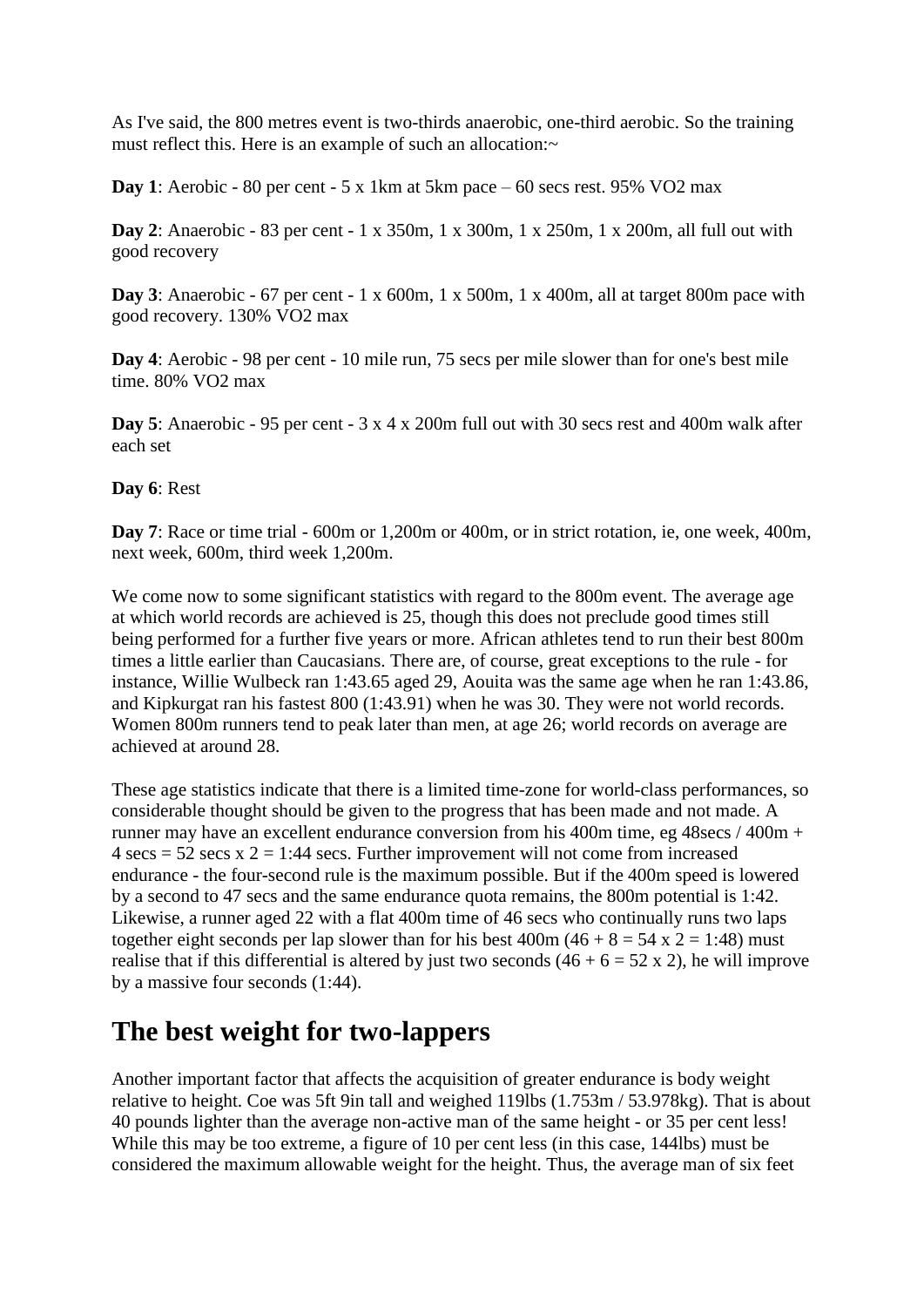As I've said, the 800 metres event is two-thirds anaerobic, one-third aerobic. So the training must reflect this. Here is an example of such an allocation:~

**Day 1**: Aerobic - 80 per cent - 5 x 1km at 5km pace – 60 secs rest. 95% VO2 max

**Day 2**: Anaerobic - 83 per cent - 1 x 350m, 1 x 300m, 1 x 250m, 1 x 200m, all full out with good recovery

**Day 3**: Anaerobic - 67 per cent - 1 x 600m, 1 x 500m, 1 x 400m, all at target 800m pace with good recovery. 130% VO2 max

**Day 4**: Aerobic - 98 per cent - 10 mile run, 75 secs per mile slower than for one's best mile time. 80% VO2 max

**Day 5**: Anaerobic - 95 per cent - 3 x 4 x 200m full out with 30 secs rest and 400m walk after each set

**Day 6**: Rest

**Day 7**: Race or time trial - 600m or 1,200m or 400m, or in strict rotation, ie, one week, 400m, next week, 600m, third week 1,200m.

We come now to some significant statistics with regard to the 800m event. The average age at which world records are achieved is 25, though this does not preclude good times still being performed for a further five years or more. African athletes tend to run their best 800m times a little earlier than Caucasians. There are, of course, great exceptions to the rule - for instance, Willie Wulbeck ran 1:43.65 aged 29, Aouita was the same age when he ran 1:43.86, and Kipkurgat ran his fastest 800 (1:43.91) when he was 30. They were not world records. Women 800m runners tend to peak later than men, at age 26; world records on average are achieved at around 28.

These age statistics indicate that there is a limited time-zone for world-class performances, so considerable thought should be given to the progress that has been made and not made. A runner may have an excellent endurance conversion from his 400m time, eg 48secs / 400m + 4 secs = 52 secs x 2 = 1:44 secs. Further improvement will not come from increased endurance - the four-second rule is the maximum possible. But if the 400m speed is lowered by a second to 47 secs and the same endurance quota remains, the 800m potential is 1:42. Likewise, a runner aged 22 with a flat 400m time of 46 secs who continually runs two laps together eight seconds per lap slower than for his best 400m (46 + 8 = 54 x 2 = 1:48) must realise that if this differential is altered by just two seconds (46 + 6 = 52 x 2), he will improve by a massive four seconds (1:44).

## The best weight for two-lappers

Another important factor that affects the acquisition of greater endurance is body weight relative to height. Coe was 5ft 9in tall and weighed 119lbs (1.753m / 53.978kg). That is about 40 pounds lighter than the average non-active man of the same height - or 35 per cent less! While this may be too extreme, a figure of 10 per cent less (in this case, 144lbs) must be considered the maximum allowable weight for the height. Thus, the average man of six feet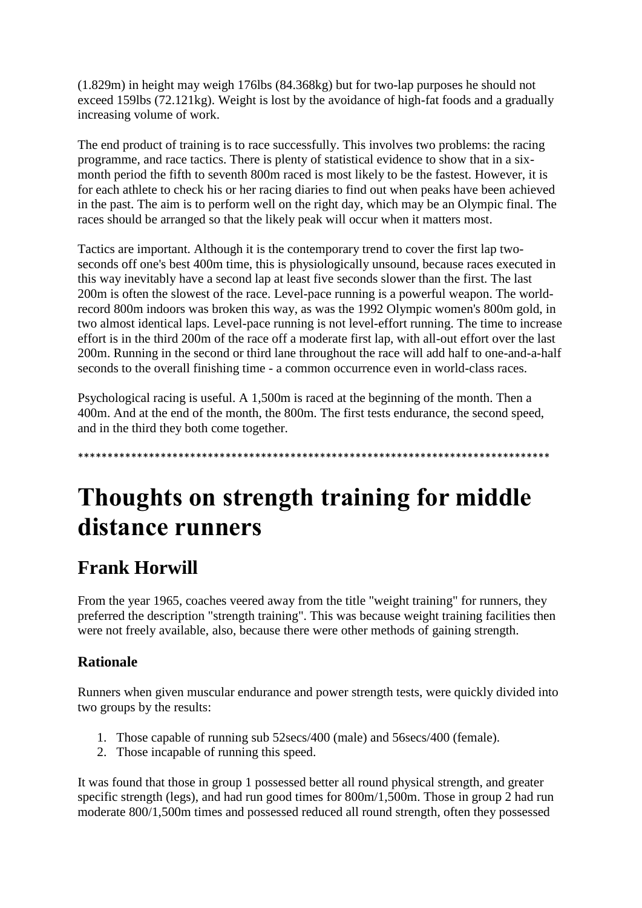(1.829m) in height may weigh 176lbs (84.368kg) but for two-lap purposes he should not exceed 159lbs (72.121kg). Weight is lost by the avoidance of high-fat foods and a gradually increasing volume of work.

The end product of training is to race successfully. This involves two problems: the racing programme, and race tactics. There is plenty of statistical evidence to show that in a six-month period the fifth to seventh 800m raced is most likely to be the fastest. However, it is for each athlete to check his or her racing diaries to find out when peaks have been achieved in the past. The aim is to perform well on the right day, which may be an Olympic final. The races should be arranged so that the likely peak will occur when it matters most.

Tactics are important. Although it is the contemporary trend to cover the first lap two-seconds off one's best 400m time, this is physiologically unsound, because races executed in this way inevitably have a second lap at least five seconds slower than the first. The last 200m is often the slowest of the race. Level-pace running is a powerful weapon. The world-record 800m indoors was broken this way, as was the 1992 Olympic women's 800m gold, in two almost identical laps. Level-pace running is not level-effort running. The time to increase effort is in the third 200m of the race off a moderate first lap, with all-out effort over the last 200m. Running in the second or third lane throughout the race will add half to one-and-a-half seconds to the overall finishing time - a common occurrence even in world-class races.

Psychological racing is useful. A 1,500m is raced at the beginning of the month. Then a 400m. And at the end of the month, the 800m. The first tests endurance, the second speed, and in the third they both come together.

*********************************************************************************

# Thoughts on strength training for middle distance runners

## Frank Horwill

From the year 1965, coaches veered away from the title "weight training" for runners, they preferred the description "strength training". This was because weight training facilities then were not freely available, also, because there were other methods of gaining strength.

### Rationale

Runners when given muscular endurance and power strength tests, were quickly divided into two groups by the results:

1. Those capable of running sub 52secs/400 (male) and 56secs/400 (female).
2. Those incapable of running this speed.

It was found that those in group 1 possessed better all round physical strength, and greater specific strength (legs), and had run good times for 800m/1,500m. Those in group 2 had run moderate 800/1,500m times and possessed reduced all round strength, often they possessed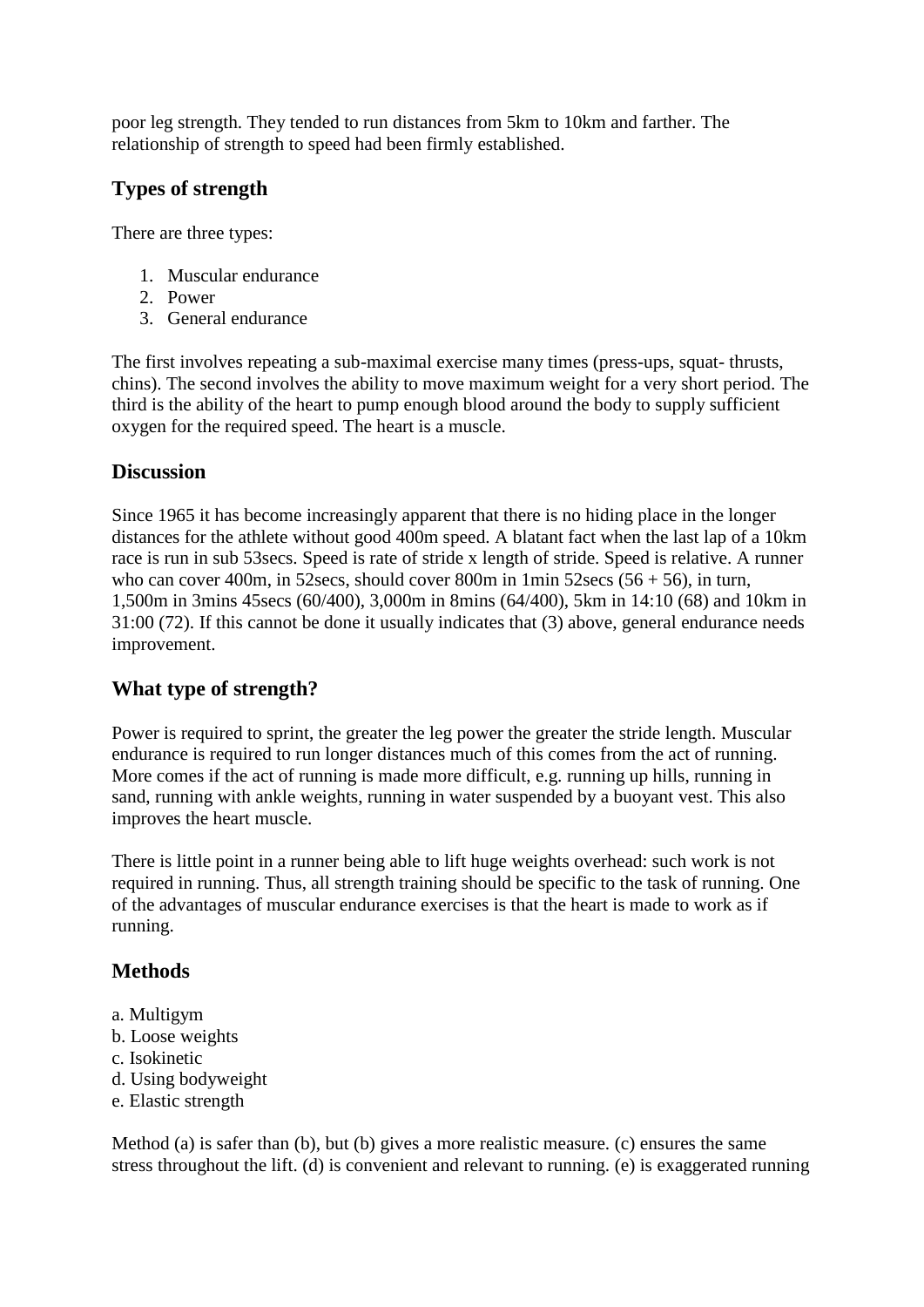poor leg strength. They tended to run distances from 5km to 10km and farther. The relationship of strength to speed had been firmly established.

## Types of strength

There are three types:

1. Muscular endurance
2. Power
3. General endurance

The first involves repeating a sub-maximal exercise many times (press-ups, squat- thrusts, chins). The second involves the ability to move maximum weight for a very short period. The third is the ability of the heart to pump enough blood around the body to supply sufficient oxygen for the required speed. The heart is a muscle.

## Discussion

Since 1965 it has become increasingly apparent that there is no hiding place in the longer distances for the athlete without good 400m speed. A blatant fact when the last lap of a 10km race is run in sub 53secs. Speed is rate of stride x length of stride. Speed is relative. A runner who can cover 400m, in 52secs, should cover 800m in 1min 52secs (56 + 56), in turn, 1,500m in 3mins 45secs (60/400), 3,000m in 8mins (64/400), 5km in 14:10 (68) and 10km in 31:00 (72). If this cannot be done it usually indicates that (3) above, general endurance needs improvement.

## What type of strength?

Power is required to sprint, the greater the leg power the greater the stride length. Muscular endurance is required to run longer distances much of this comes from the act of running. More comes if the act of running is made more difficult, e.g. running up hills, running in sand, running with ankle weights, running in water suspended by a buoyant vest. This also improves the heart muscle.

There is little point in a runner being able to lift huge weights overhead: such work is not required in running. Thus, all strength training should be specific to the task of running. One of the advantages of muscular endurance exercises is that the heart is made to work as if running.

## Methods

a. Multigym
b. Loose weights
c. Isokinetic
d. Using bodyweight
e. Elastic strength

Method (a) is safer than (b), but (b) gives a more realistic measure. (c) ensures the same stress throughout the lift. (d) is convenient and relevant to running. (e) is exaggerated running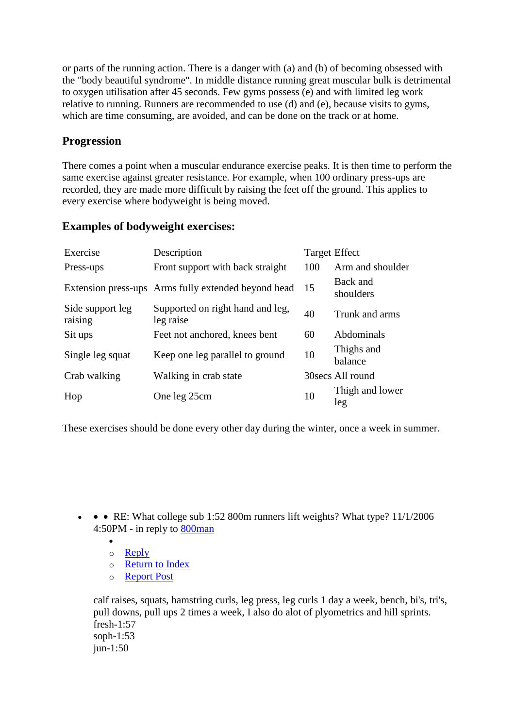or parts of the running action. There is a danger with (a) and (b) of becoming obsessed with the "body beautiful syndrome". In middle distance running great muscular bulk is detrimental to oxygen utilisation after 45 seconds. Few gyms possess (e) and with limited leg work relative to running. Runners are recommended to use (d) and (e), because visits to gyms, which are time consuming, are avoided, and can be done on the track or at home.

### Progression

There comes a point when a muscular endurance exercise peaks. It is then time to perform the same exercise against greater resistance. For example, when 100 ordinary press-ups are recorded, they are made more difficult by raising the feet off the ground. This applies to every exercise where bodyweight is being moved.

### Examples of bodyweight exercises:

| Exercise | Description | Target | Effect |
|---|---|---|---|
| Press-ups | Front support with back straight | 100 | Arm and shoulder |
| Extension press-ups | Arms fully extended beyond head | 15 | Back and shoulders |
| Side support leg raising | Supported on right hand and leg, leg raise | 40 | Trunk and arms |
| Sit ups | Feet not anchored, knees bent | 60 | Abdominals |
| Single leg squat | Keep one leg parallel to ground | 10 | Thighs and balance |
| Crab walking | Walking in crab state | 30secs | All round |
| Hop | One leg 25cm | 10 | Thigh and lower leg |

These exercises should be done every other day during the winter, once a week in summer.

- • • RE: What college sub 1:52 800m runners lift weights? What type? 11/1/2006 4:50PM - in reply to 800man
  - 
    - Reply
    - Return to Index
    - Report Post

  calf raises, squats, hamstring curls, leg press, leg curls 1 day a week, bench, bi's, tri's, pull downs, pull ups 2 times a week, I also do alot of plyometrics and hill sprints.
  fresh-1:57
  soph-1:53
  jun-1:50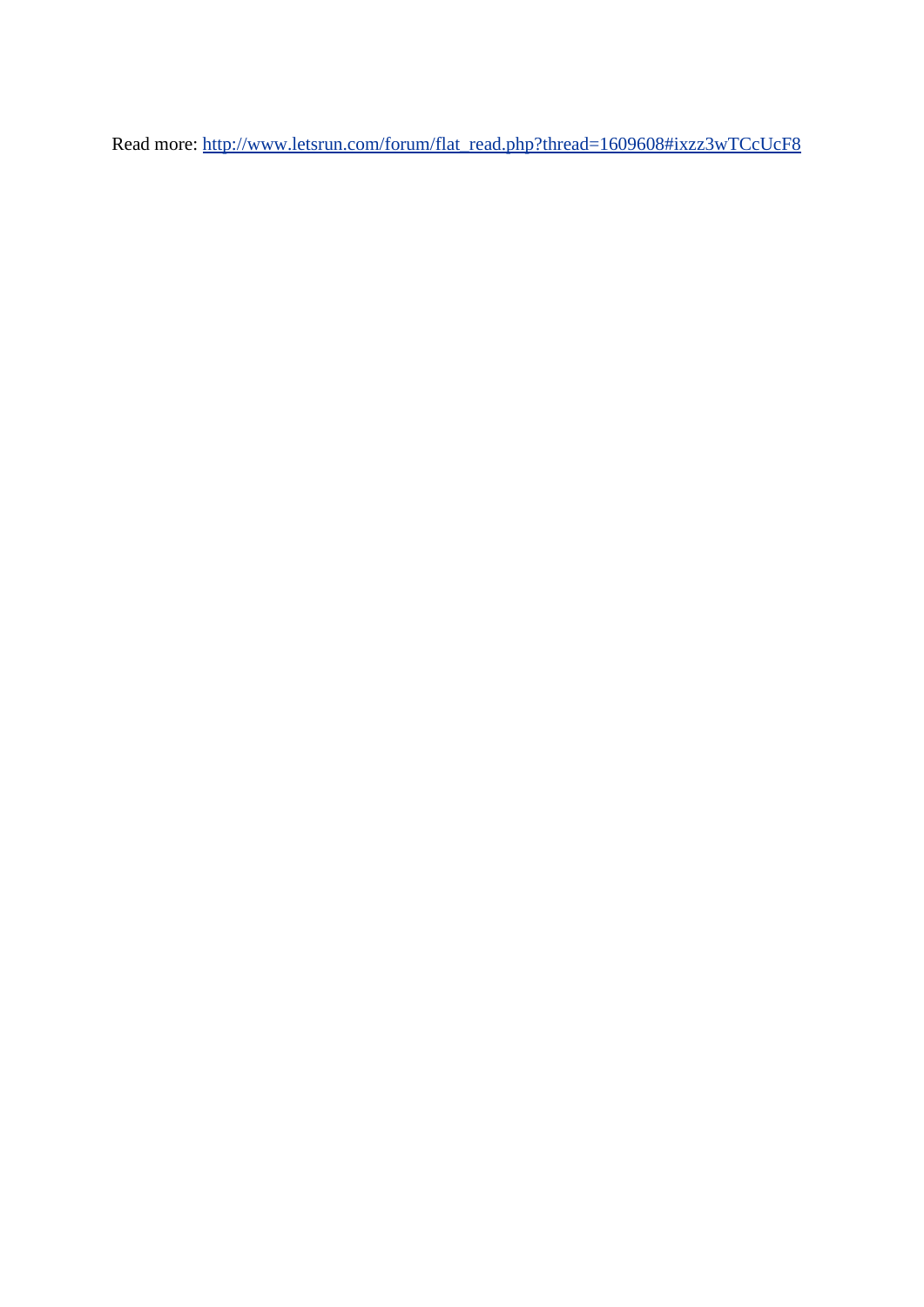Read more: http://www.letsrun.com/forum/flat_read.php?thread=1609608#ixzz3wTCcUcF8